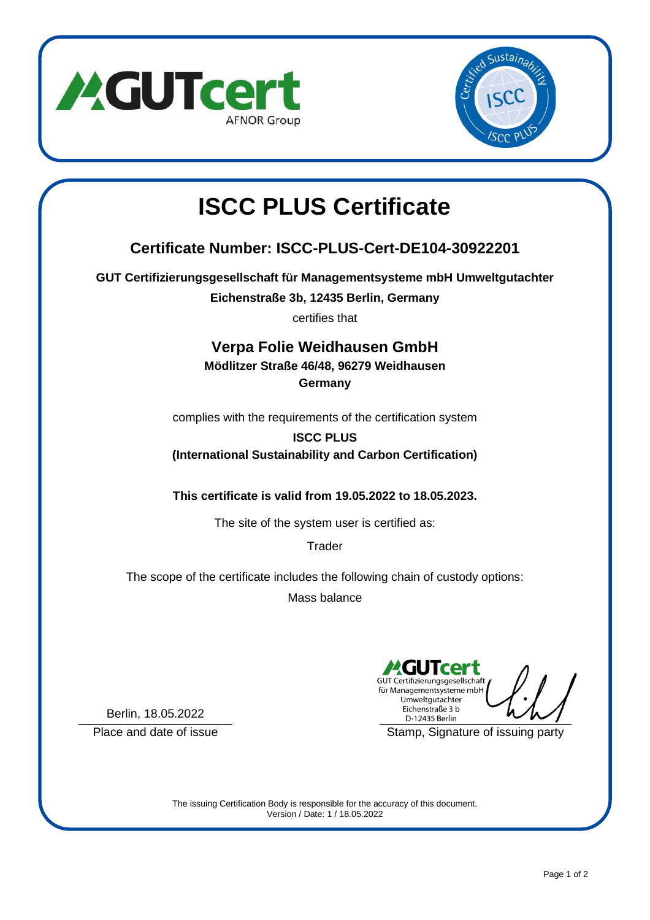# ISCC PLUS Certificate

## Certificate Number: ISCC-PLUS-Cert-DE104-30922201

**GUT Certifizierungsgesellschaft für Managementsysteme mbH Umweltgutachter**

**Eichenstraße 3b, 12435 Berlin, Germany**

certifies that

### Verpa Folie Weidhausen GmbH

**Mödlitzer Straße 46/48, 96279 Weidhausen**

**Germany**

complies with the requirements of the certification system

**ISCC PLUS**

**(International Sustainability and Carbon Certification)**

**This certificate is valid from 19.05.2022 to 18.05.2023.**

The site of the system user is certified as:

Trader

The scope of the certificate includes the following chain of custody options:

Mass balance

Berlin, 18.05.2022

Place and date of issue

GUTcert
GUT Certifizierungsgesellschaft für Managementsysteme mbH
Umweltgutachter
Eichenstraße 3 b
D-12435 Berlin

Stamp, Signature of issuing party

The issuing Certification Body is responsible for the accuracy of this document.
Version / Date: 1 / 18.05.2022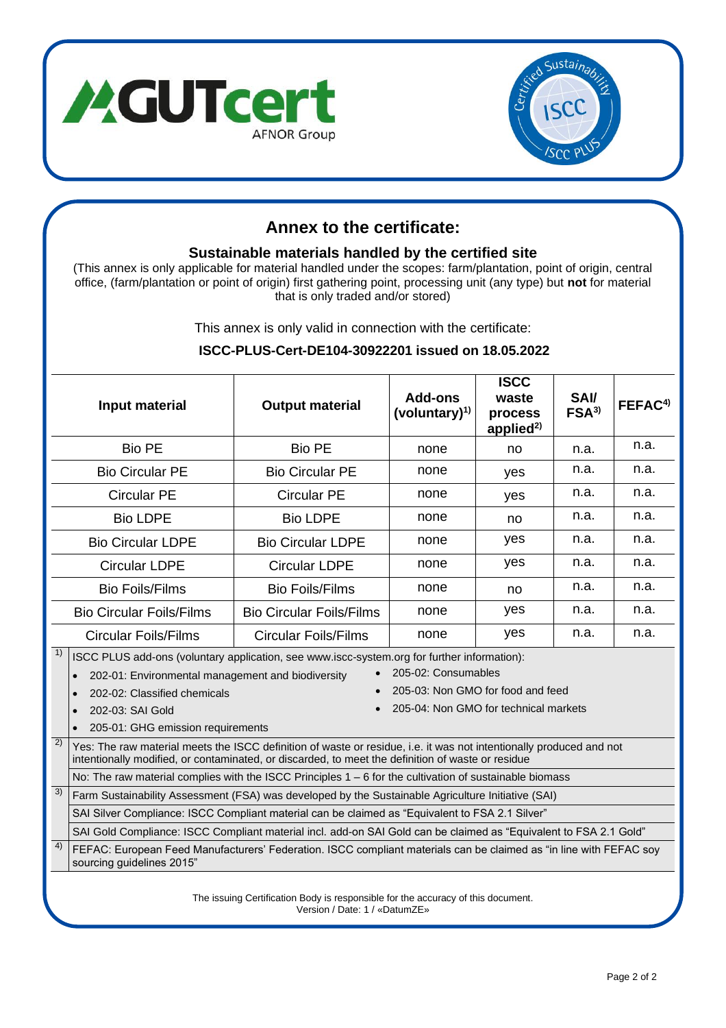## Annex to the certificate:

### Sustainable materials handled by the certified site

(This annex is only applicable for material handled under the scopes: farm/plantation, point of origin, central office, (farm/plantation or point of origin) first gathering point, processing unit (any type) but **not** for material that is only traded and/or stored)

This annex is only valid in connection with the certificate:

**ISCC-PLUS-Cert-DE104-30922201 issued on 18.05.2022**

| Input material | Output material | Add-ons (voluntary)[1] | ISCC waste process applied[2] | SAI/ FSA[3] | FEFAC[4] |
|---|---|---|---|---|---|
| Bio PE | Bio PE | none | no | n.a. | n.a. |
| Bio Circular PE | Bio Circular PE | none | yes | n.a. | n.a. |
| Circular PE | Circular PE | none | yes | n.a. | n.a. |
| Bio LDPE | Bio LDPE | none | no | n.a. | n.a. |
| Bio Circular LDPE | Bio Circular LDPE | none | yes | n.a. | n.a. |
| Circular LDPE | Circular LDPE | none | yes | n.a. | n.a. |
| Bio Foils/Films | Bio Foils/Films | none | no | n.a. | n.a. |
| Bio Circular Foils/Films | Bio Circular Foils/Films | none | yes | n.a. | n.a. |
| Circular Foils/Films | Circular Foils/Films | none | yes | n.a. | n.a. |

[1] ISCC PLUS add-ons (voluntary application, see www.iscc-system.org for further information):

- 202-01: Environmental management and biodiversity
- 202-02: Classified chemicals
- 202-03: SAI Gold
- 205-01: GHG emission requirements
- 205-02: Consumables
- 205-03: Non GMO for food and feed
- 205-04: Non GMO for technical markets

[2] Yes: The raw material meets the ISCC definition of waste or residue, i.e. it was not intentionally produced and not intentionally modified, or contaminated, or discarded, to meet the definition of waste or residue

No: The raw material complies with the ISCC Principles 1 – 6 for the cultivation of sustainable biomass

[3] Farm Sustainability Assessment (FSA) was developed by the Sustainable Agriculture Initiative (SAI)

SAI Silver Compliance: ISCC Compliant material can be claimed as "Equivalent to FSA 2.1 Silver"

SAI Gold Compliance: ISCC Compliant material incl. add-on SAI Gold can be claimed as "Equivalent to FSA 2.1 Gold"

[4] FEFAC: European Feed Manufacturers' Federation. ISCC compliant materials can be claimed as "in line with FEFAC soy sourcing guidelines 2015"

The issuing Certification Body is responsible for the accuracy of this document.
Version / Date: 1 / «DatumZE»